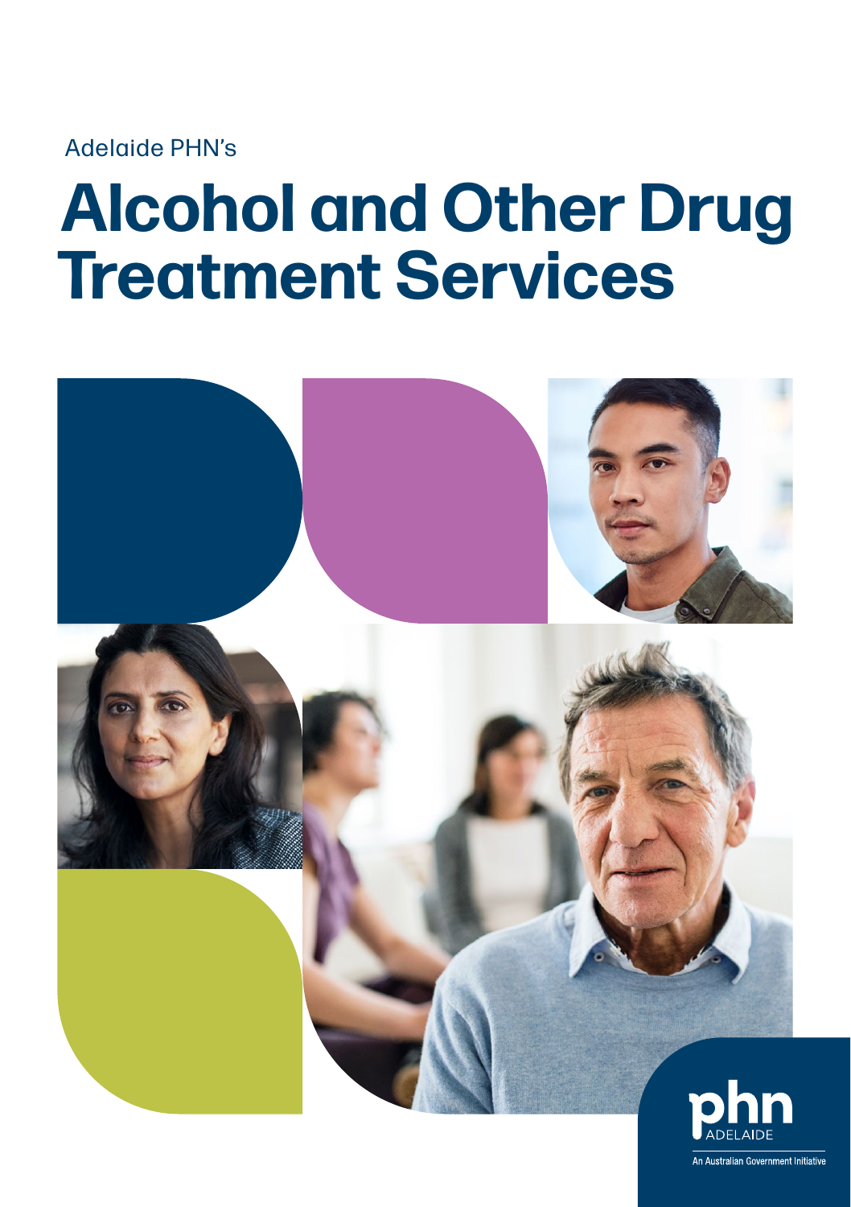Adelaide PHN's

# Alcohol and Other Drug Treatment Services

phn ADELAIDE

An Australian Government Initiative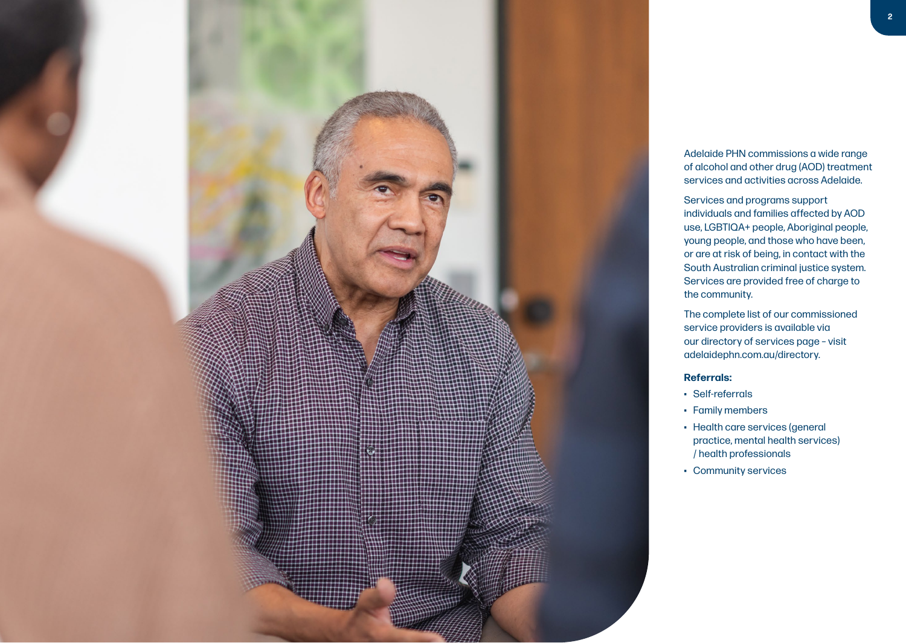Adelaide PHN commissions a wide range of alcohol and other drug (AOD) treatment services and activities across Adelaide.

Services and programs support individuals and families affected by AOD use, LGBTIQA+ people, Aboriginal people, young people, and those who have been, or are at risk of being, in contact with the South Australian criminal justice system. Services are provided free of charge to the community.

The complete list of our commissioned service providers is available via our directory of services page – visit adelaidephn.com.au/directory.

**Referrals:**

- Self-referrals
- Family members
- Health care services (general practice, mental health services) / health professionals
- Community services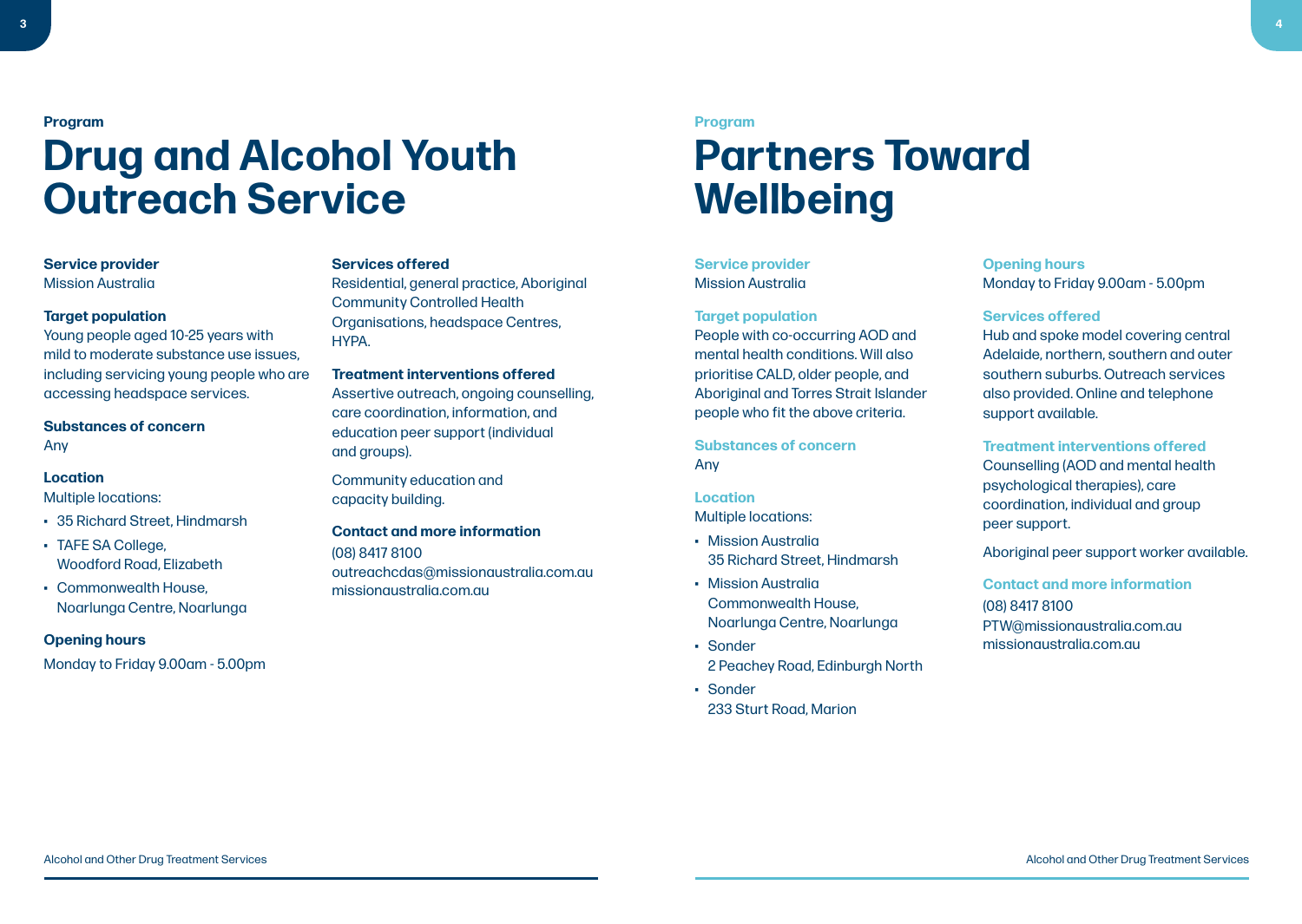Program

# Drug and Alcohol Youth Outreach Service

**Service provider**
Mission Australia

**Target population**
Young people aged 10-25 years with mild to moderate substance use issues, including servicing young people who are accessing headspace services.

**Substances of concern**
Any

**Location**
Multiple locations:

- 35 Richard Street, Hindmarsh
- TAFE SA College, Woodford Road, Elizabeth
- Commonwealth House, Noarlunga Centre, Noarlunga

**Opening hours**
Monday to Friday 9.00am - 5.00pm

**Services offered**
Residential, general practice, Aboriginal Community Controlled Health Organisations, headspace Centres, HYPA.

**Treatment interventions offered**
Assertive outreach, ongoing counselling, care coordination, information, and education peer support (individual and groups).

Community education and capacity building.

**Contact and more information**
(08) 8417 8100
outreachcdas@missionaustralia.com.au
missionaustralia.com.au

Program

# Partners Toward Wellbeing

**Service provider**
Mission Australia

**Target population**
People with co-occurring AOD and mental health conditions. Will also prioritise CALD, older people, and Aboriginal and Torres Strait Islander people who fit the above criteria.

**Substances of concern**
Any

**Location**
Multiple locations:

- Mission Australia
  35 Richard Street, Hindmarsh
- Mission Australia
  Commonwealth House, Noarlunga Centre, Noarlunga
- Sonder
  2 Peachey Road, Edinburgh North
- Sonder
  233 Sturt Road, Marion

**Opening hours**
Monday to Friday 9.00am - 5.00pm

**Services offered**
Hub and spoke model covering central Adelaide, northern, southern and outer southern suburbs. Outreach services also provided. Online and telephone support available.

**Treatment interventions offered**
Counselling (AOD and mental health psychological therapies), care coordination, individual and group peer support.

Aboriginal peer support worker available.

**Contact and more information**
(08) 8417 8100
PTW@missionaustralia.com.au
missionaustralia.com.au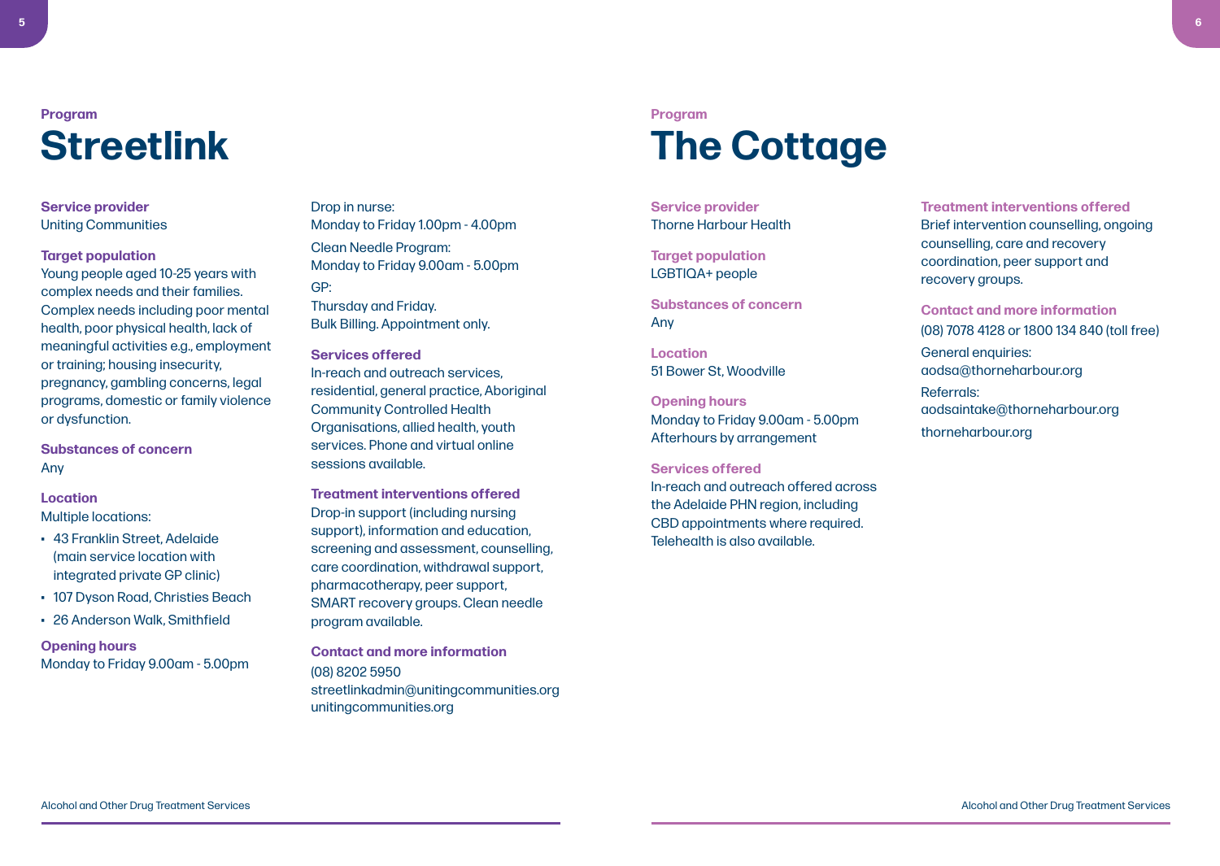Program

# Streetlink

### Service provider

Uniting Communities

### Target population

Young people aged 10-25 years with complex needs and their families. Complex needs including poor mental health, poor physical health, lack of meaningful activities e.g., employment or training; housing insecurity, pregnancy, gambling concerns, legal programs, domestic or family violence or dysfunction.

### Substances of concern

Any

### Location

Multiple locations:

- 43 Franklin Street, Adelaide (main service location with integrated private GP clinic)
- 107 Dyson Road, Christies Beach
- 26 Anderson Walk, Smithfield

### Opening hours

Monday to Friday 9.00am - 5.00pm

Drop in nurse:
Monday to Friday 1.00pm - 4.00pm

Clean Needle Program:
Monday to Friday 9.00am - 5.00pm

GP:
Thursday and Friday.
Bulk Billing. Appointment only.

### Services offered

In-reach and outreach services, residential, general practice, Aboriginal Community Controlled Health Organisations, allied health, youth services. Phone and virtual online sessions available.

### Treatment interventions offered

Drop-in support (including nursing support), information and education, screening and assessment, counselling, care coordination, withdrawal support, pharmacotherapy, peer support, SMART recovery groups. Clean needle program available.

### Contact and more information

(08) 8202 5950
streetlinkadmin@unitingcommunities.org
unitingcommunities.org

Program

# The Cottage

### Service provider

Thorne Harbour Health

### Target population

LGBTIQA+ people

### Substances of concern

Any

### Location

51 Bower St, Woodville

### Opening hours

Monday to Friday 9.00am - 5.00pm
Afterhours by arrangement

### Services offered

In-reach and outreach offered across the Adelaide PHN region, including CBD appointments where required. Telehealth is also available.

### Treatment interventions offered

Brief intervention counselling, ongoing counselling, care and recovery coordination, peer support and recovery groups.

### Contact and more information

(08) 7078 4128 or 1800 134 840 (toll free)

General enquiries:
aodsa@thorneharbour.org

Referrals:
aodsaintake@thorneharbour.org

thorneharbour.org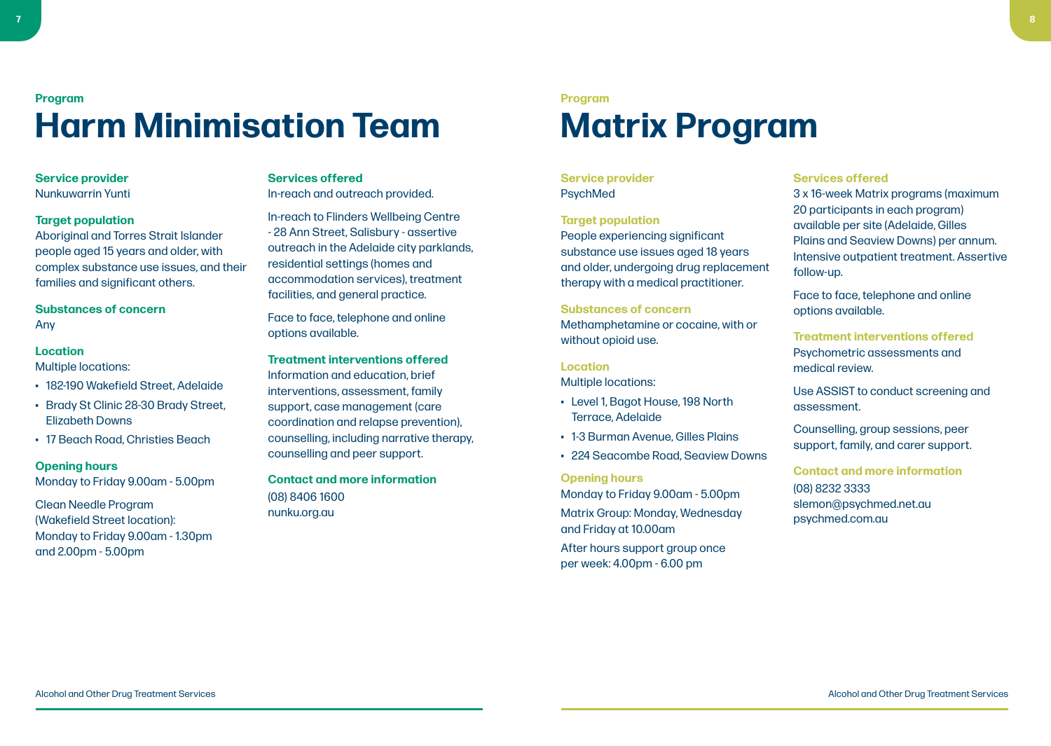Program

# Harm Minimisation Team

**Service provider**
Nunkuwarrin Yunti

**Target population**
Aboriginal and Torres Strait Islander people aged 15 years and older, with complex substance use issues, and their families and significant others.

**Substances of concern**
Any

**Location**
Multiple locations:

- 182-190 Wakefield Street, Adelaide
- Brady St Clinic 28-30 Brady Street, Elizabeth Downs
- 17 Beach Road, Christies Beach

**Opening hours**
Monday to Friday 9.00am - 5.00pm

Clean Needle Program (Wakefield Street location): Monday to Friday 9.00am - 1.30pm and 2.00pm - 5.00pm

**Services offered**
In-reach and outreach provided.

In-reach to Flinders Wellbeing Centre - 28 Ann Street, Salisbury - assertive outreach in the Adelaide city parklands, residential settings (homes and accommodation services), treatment facilities, and general practice.

Face to face, telephone and online options available.

**Treatment interventions offered**
Information and education, brief interventions, assessment, family support, case management (care coordination and relapse prevention), counselling, including narrative therapy, counselling and peer support.

**Contact and more information**
(08) 8406 1600
nunku.org.au

Program

# Matrix Program

**Service provider**
PsychMed

**Target population**
People experiencing significant substance use issues aged 18 years and older, undergoing drug replacement therapy with a medical practitioner.

**Substances of concern**
Methamphetamine or cocaine, with or without opioid use.

**Location**
Multiple locations:

- Level 1, Bagot House, 198 North Terrace, Adelaide
- 1-3 Burman Avenue, Gilles Plains
- 224 Seacombe Road, Seaview Downs

**Opening hours**
Monday to Friday 9.00am - 5.00pm

Matrix Group: Monday, Wednesday and Friday at 10.00am

After hours support group once per week: 4.00pm - 6.00 pm

**Services offered**
3 x 16-week Matrix programs (maximum 20 participants in each program) available per site (Adelaide, Gilles Plains and Seaview Downs) per annum. Intensive outpatient treatment. Assertive follow-up.

Face to face, telephone and online options available.

**Treatment interventions offered**
Psychometric assessments and medical review.

Use ASSIST to conduct screening and assessment.

Counselling, group sessions, peer support, family, and carer support.

**Contact and more information**
(08) 8232 3333
slemon@psychmed.net.au
psychmed.com.au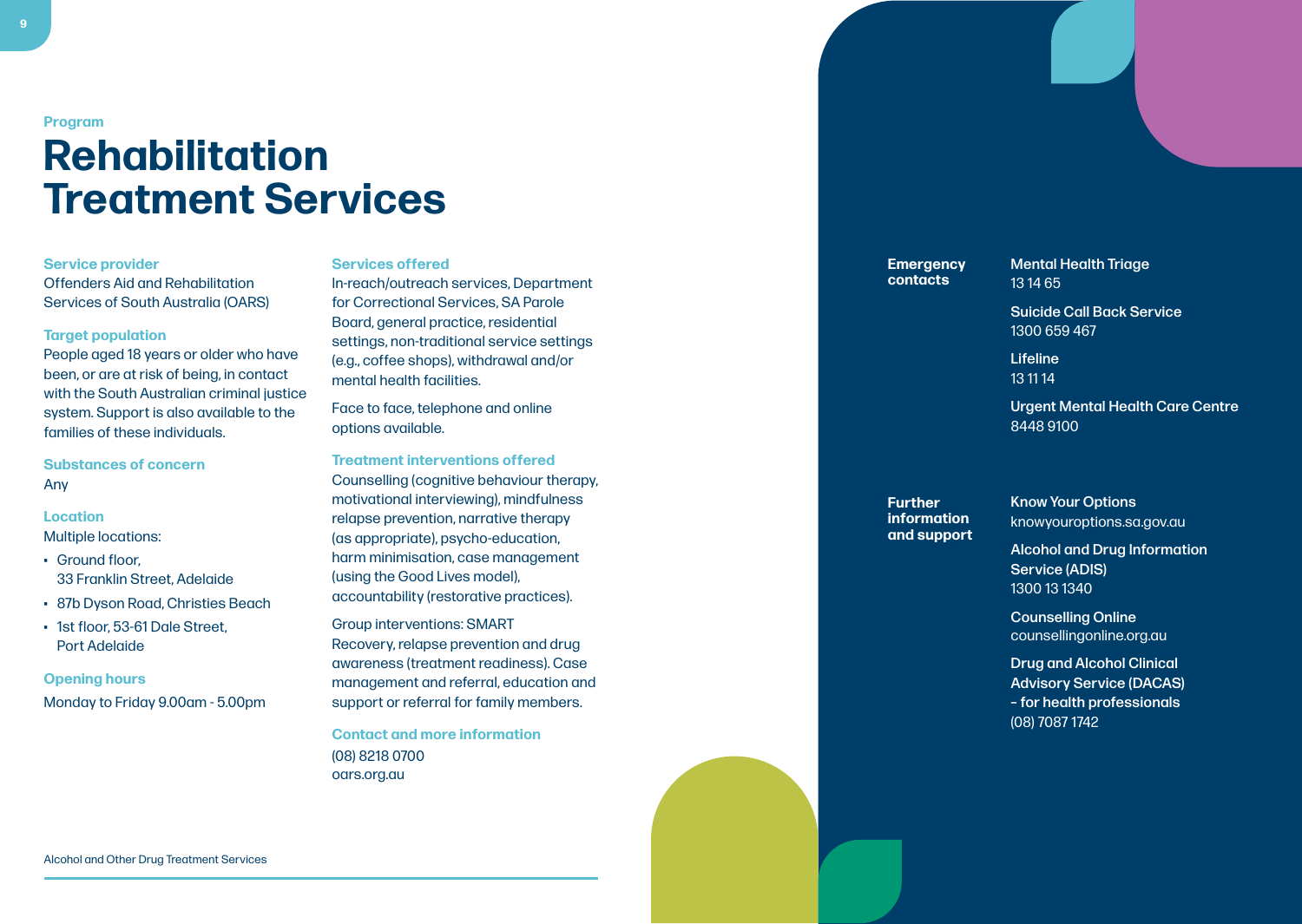Program

# Rehabilitation Treatment Services

### Service provider
Offenders Aid and Rehabilitation Services of South Australia (OARS)

### Target population
People aged 18 years or older who have been, or are at risk of being, in contact with the South Australian criminal justice system. Support is also available to the families of these individuals.

### Substances of concern
Any

### Location
Multiple locations:

- Ground floor, 33 Franklin Street, Adelaide
- 87b Dyson Road, Christies Beach
- 1st floor, 53-61 Dale Street, Port Adelaide

### Opening hours
Monday to Friday 9.00am - 5.00pm

### Services offered
In-reach/outreach services, Department for Correctional Services, SA Parole Board, general practice, residential settings, non-traditional service settings (e.g., coffee shops), withdrawal and/or mental health facilities.

Face to face, telephone and online options available.

### Treatment interventions offered
Counselling (cognitive behaviour therapy, motivational interviewing), mindfulness relapse prevention, narrative therapy (as appropriate), psycho-education, harm minimisation, case management (using the Good Lives model), accountability (restorative practices).

Group interventions: SMART Recovery, relapse prevention and drug awareness (treatment readiness). Case management and referral, education and support or referral for family members.

### Contact and more information
(08) 8218 0700
oars.org.au

### Emergency contacts

**Mental Health Triage**
13 14 65

**Suicide Call Back Service**
1300 659 467

**Lifeline**
13 11 14

**Urgent Mental Health Care Centre**
8448 9100

### Further information and support

**Know Your Options**
knowyouroptions.sa.gov.au

**Alcohol and Drug Information Service (ADIS)**
1300 13 1340

**Counselling Online**
counsellingonline.org.au

**Drug and Alcohol Clinical Advisory Service (DACAS) – for health professionals**
(08) 7087 1742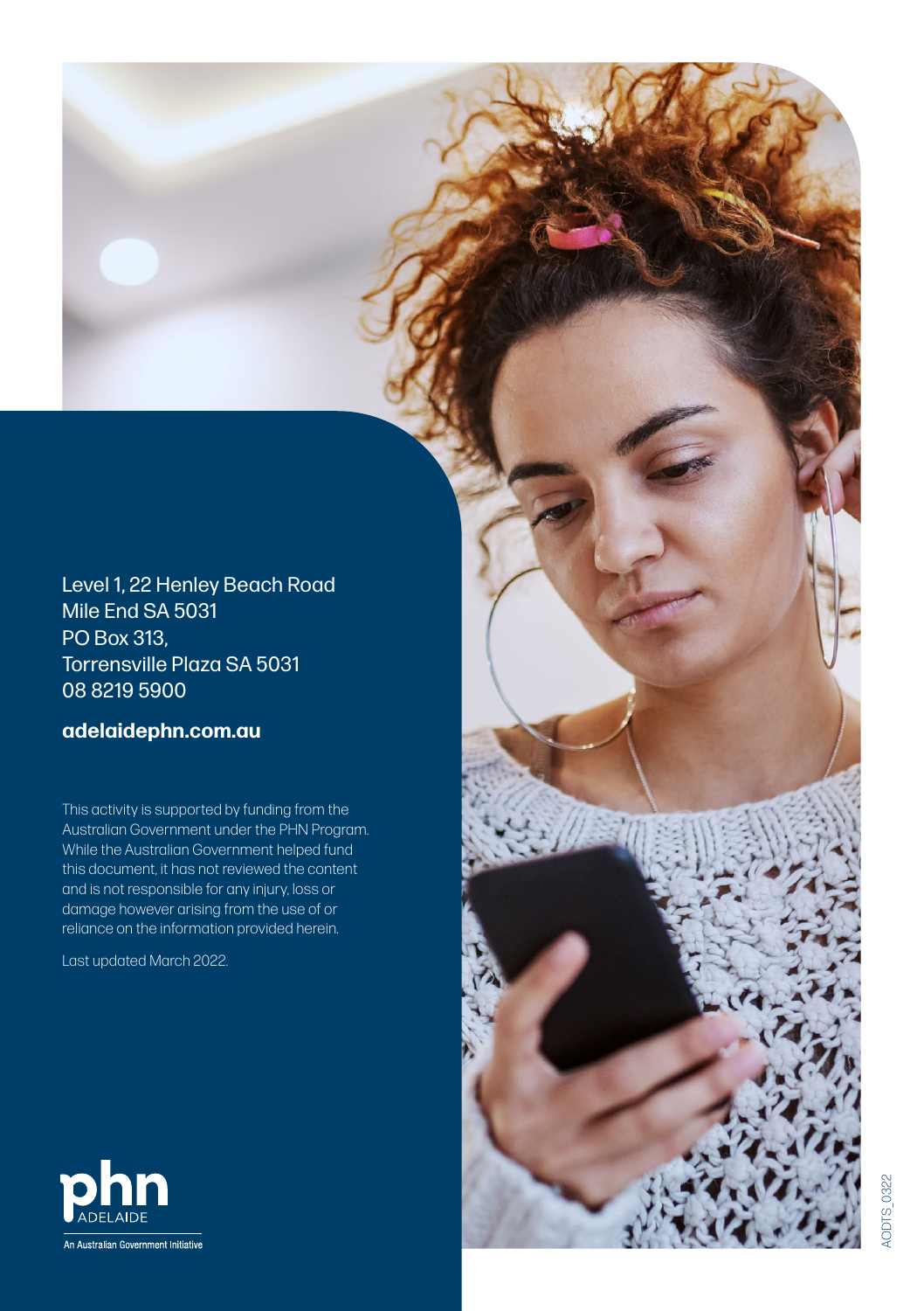Level 1, 22 Henley Beach Road
Mile End SA 5031
PO Box 313,
Torrensville Plaza SA 5031
08 8219 5900

**adelaidephn.com.au**

This activity is supported by funding from the Australian Government under the PHN Program. While the Australian Government helped fund this document, it has not reviewed the content and is not responsible for any injury, loss or damage however arising from the use of or reliance on the information provided herein.

Last updated March 2022.

phn ADELAIDE

An Australian Government Initiative

AODTS_0322